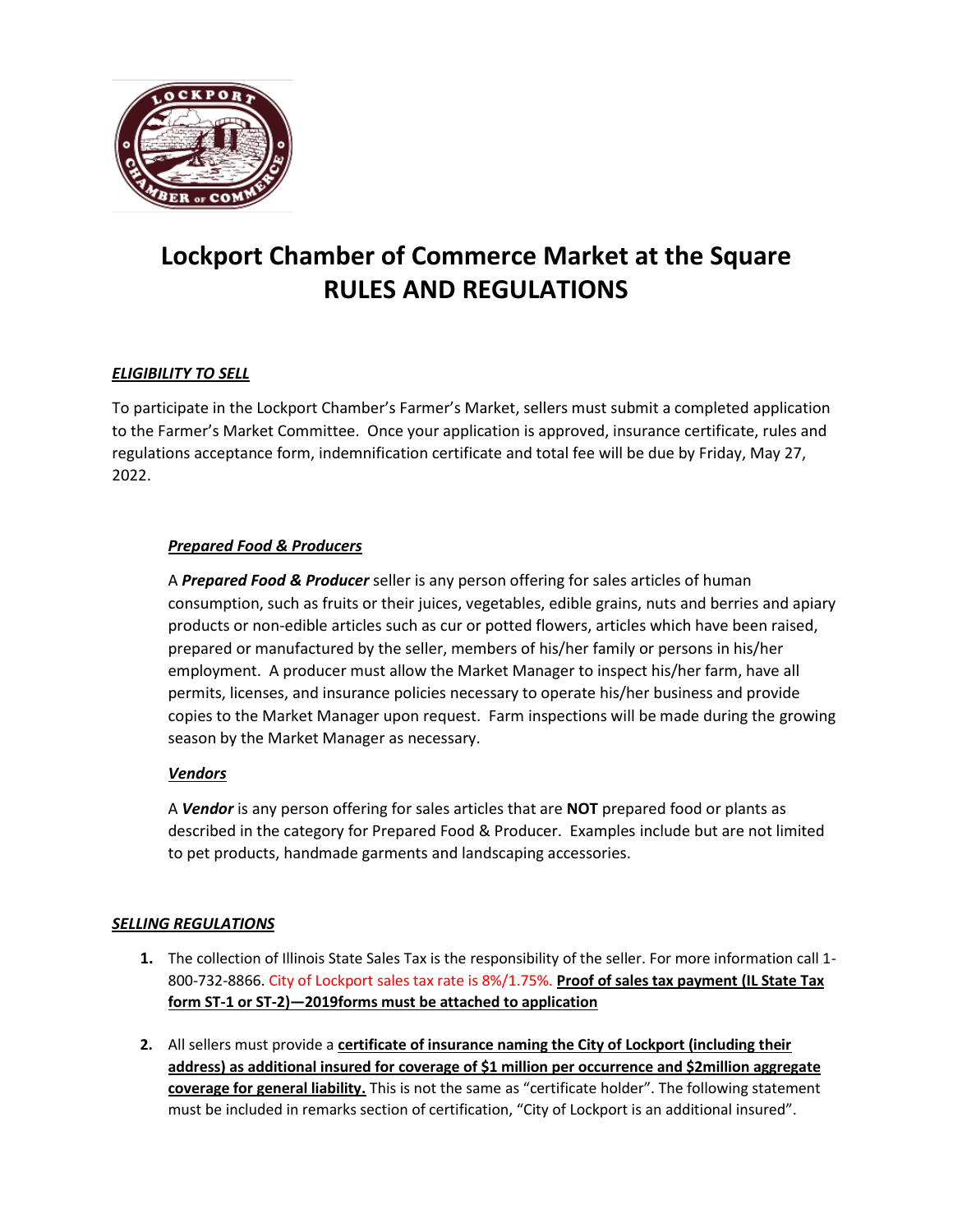# Lockport Chamber of Commerce Market at the Square RULES AND REGULATIONS

## ***ELIGIBILITY TO SELL***

To participate in the Lockport Chamber's Farmer's Market, sellers must submit a completed application to the Farmer's Market Committee. Once your application is approved, insurance certificate, rules and regulations acceptance form, indemnification certificate and total fee will be due by Friday, May 27, 2022.

### ***Prepared Food & Producers***

A ***Prepared Food & Producer*** seller is any person offering for sales articles of human consumption, such as fruits or their juices, vegetables, edible grains, nuts and berries and apiary products or non-edible articles such as cur or potted flowers, articles which have been raised, prepared or manufactured by the seller, members of his/her family or persons in his/her employment. A producer must allow the Market Manager to inspect his/her farm, have all permits, licenses, and insurance policies necessary to operate his/her business and provide copies to the Market Manager upon request. Farm inspections will be made during the growing season by the Market Manager as necessary.

### ***Vendors***

A ***Vendor*** is any person offering for sales articles that are **NOT** prepared food or plants as described in the category for Prepared Food & Producer. Examples include but are not limited to pet products, handmade garments and landscaping accessories.

## ***SELLING REGULATIONS***

1. The collection of Illinois State Sales Tax is the responsibility of the seller. For more information call 1-800-732-8866. City of Lockport sales tax rate is 8%/1.75%. **Proof of sales tax payment (IL State Tax form ST-1 or ST-2)—2019forms must be attached to application**

2. All sellers must provide a **certificate of insurance naming the City of Lockport (including their address) as additional insured for coverage of $1 million per occurrence and $2million aggregate coverage for general liability.** This is not the same as "certificate holder". The following statement must be included in remarks section of certification, "City of Lockport is an additional insured".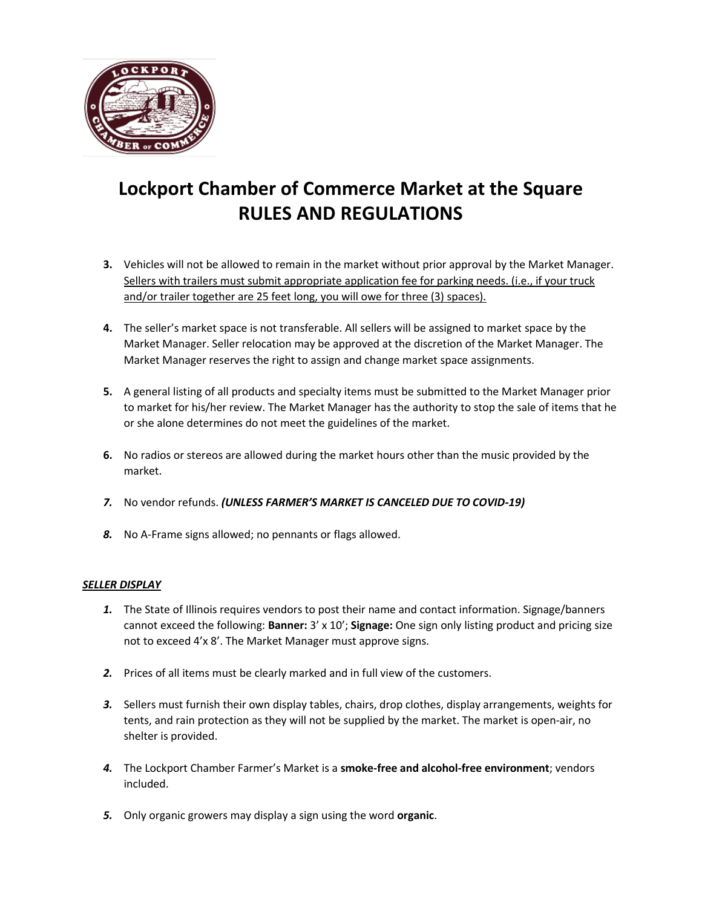# Lockport Chamber of Commerce Market at the Square RULES AND REGULATIONS

3. Vehicles will not be allowed to remain in the market without prior approval by the Market Manager. <u>Sellers with trailers must submit appropriate application fee for parking needs. (i.e., if your truck and/or trailer together are 25 feet long, you will owe for three (3) spaces).</u>

4. The seller's market space is not transferable. All sellers will be assigned to market space by the Market Manager. Seller relocation may be approved at the discretion of the Market Manager. The Market Manager reserves the right to assign and change market space assignments.

5. A general listing of all products and specialty items must be submitted to the Market Manager prior to market for his/her review. The Market Manager has the authority to stop the sale of items that he or she alone determines do not meet the guidelines of the market.

6. No radios or stereos are allowed during the market hours other than the music provided by the market.

7. No vendor refunds. ***(UNLESS FARMER'S MARKET IS CANCELED DUE TO COVID-19)***

8. No A-Frame signs allowed; no pennants or flags allowed.

***<u>SELLER DISPLAY</u>***

1. The State of Illinois requires vendors to post their name and contact information. Signage/banners cannot exceed the following: **Banner:** 3' x 10'; **Signage:** One sign only listing product and pricing size not to exceed 4'x 8'. The Market Manager must approve signs.

2. Prices of all items must be clearly marked and in full view of the customers.

3. Sellers must furnish their own display tables, chairs, drop clothes, display arrangements, weights for tents, and rain protection as they will not be supplied by the market. The market is open-air, no shelter is provided.

4. The Lockport Chamber Farmer's Market is a **smoke-free and alcohol-free environment**; vendors included.

5. Only organic growers may display a sign using the word **organic**.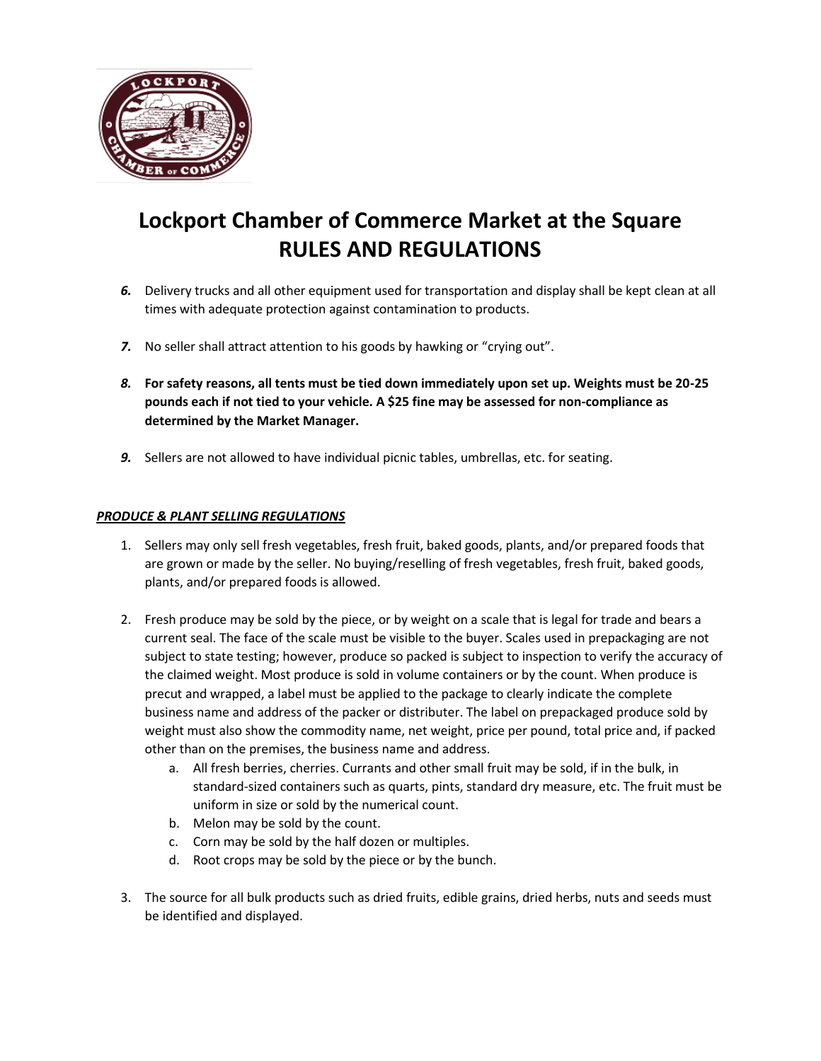# Lockport Chamber of Commerce Market at the Square
# RULES AND REGULATIONS

***6.*** Delivery trucks and all other equipment used for transportation and display shall be kept clean at all times with adequate protection against contamination to products.

***7.*** No seller shall attract attention to his goods by hawking or "crying out".

***8.*** **For safety reasons, all tents must be tied down immediately upon set up. Weights must be 20-25 pounds each if not tied to your vehicle. A $25 fine may be assessed for non-compliance as determined by the Market Manager.**

***9.*** Sellers are not allowed to have individual picnic tables, umbrellas, etc. for seating.

***PRODUCE & PLANT SELLING REGULATIONS***

1. Sellers may only sell fresh vegetables, fresh fruit, baked goods, plants, and/or prepared foods that are grown or made by the seller. No buying/reselling of fresh vegetables, fresh fruit, baked goods, plants, and/or prepared foods is allowed.

2. Fresh produce may be sold by the piece, or by weight on a scale that is legal for trade and bears a current seal. The face of the scale must be visible to the buyer. Scales used in prepackaging are not subject to state testing; however, produce so packed is subject to inspection to verify the accuracy of the claimed weight. Most produce is sold in volume containers or by the count. When produce is precut and wrapped, a label must be applied to the package to clearly indicate the complete business name and address of the packer or distributer. The label on prepackaged produce sold by weight must also show the commodity name, net weight, price per pound, total price and, if packed other than on the premises, the business name and address.
   a. All fresh berries, cherries. Currants and other small fruit may be sold, if in the bulk, in standard-sized containers such as quarts, pints, standard dry measure, etc. The fruit must be uniform in size or sold by the numerical count.
   b. Melon may be sold by the count.
   c. Corn may be sold by the half dozen or multiples.
   d. Root crops may be sold by the piece or by the bunch.

3. The source for all bulk products such as dried fruits, edible grains, dried herbs, nuts and seeds must be identified and displayed.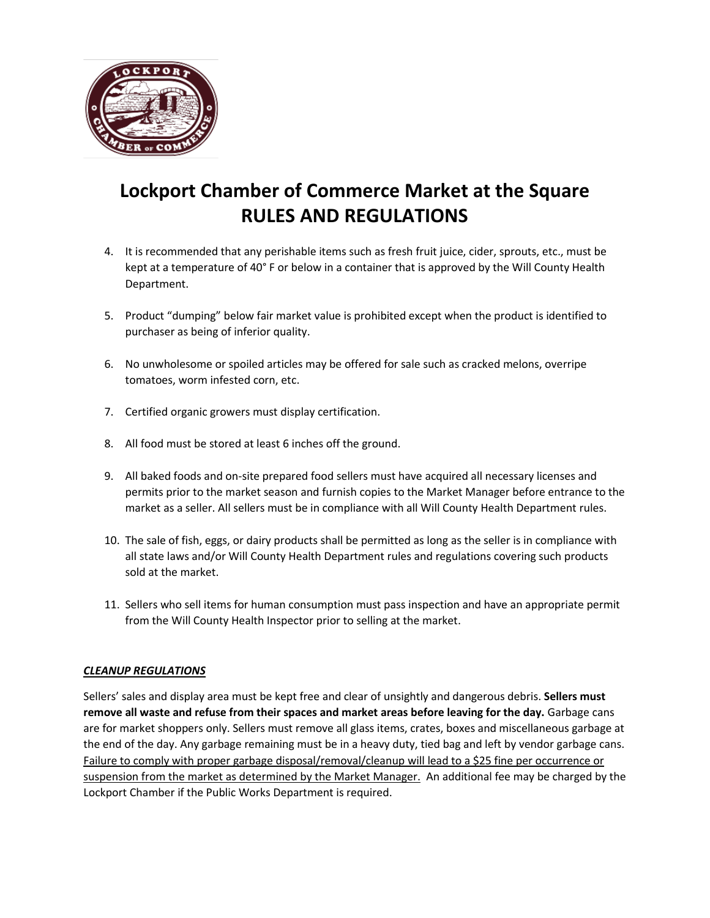# Lockport Chamber of Commerce Market at the Square RULES AND REGULATIONS

4. It is recommended that any perishable items such as fresh fruit juice, cider, sprouts, etc., must be kept at a temperature of 40° F or below in a container that is approved by the Will County Health Department.

5. Product "dumping" below fair market value is prohibited except when the product is identified to purchaser as being of inferior quality.

6. No unwholesome or spoiled articles may be offered for sale such as cracked melons, overripe tomatoes, worm infested corn, etc.

7. Certified organic growers must display certification.

8. All food must be stored at least 6 inches off the ground.

9. All baked foods and on-site prepared food sellers must have acquired all necessary licenses and permits prior to the market season and furnish copies to the Market Manager before entrance to the market as a seller. All sellers must be in compliance with all Will County Health Department rules.

10. The sale of fish, eggs, or dairy products shall be permitted as long as the seller is in compliance with all state laws and/or Will County Health Department rules and regulations covering such products sold at the market.

11. Sellers who sell items for human consumption must pass inspection and have an appropriate permit from the Will County Health Inspector prior to selling at the market.

***CLEANUP REGULATIONS***

Sellers' sales and display area must be kept free and clear of unsightly and dangerous debris. **Sellers must remove all waste and refuse from their spaces and market areas before leaving for the day.** Garbage cans are for market shoppers only. Sellers must remove all glass items, crates, boxes and miscellaneous garbage at the end of the day. Any garbage remaining must be in a heavy duty, tied bag and left by vendor garbage cans. Failure to comply with proper garbage disposal/removal/cleanup will lead to a $25 fine per occurrence or suspension from the market as determined by the Market Manager. An additional fee may be charged by the Lockport Chamber if the Public Works Department is required.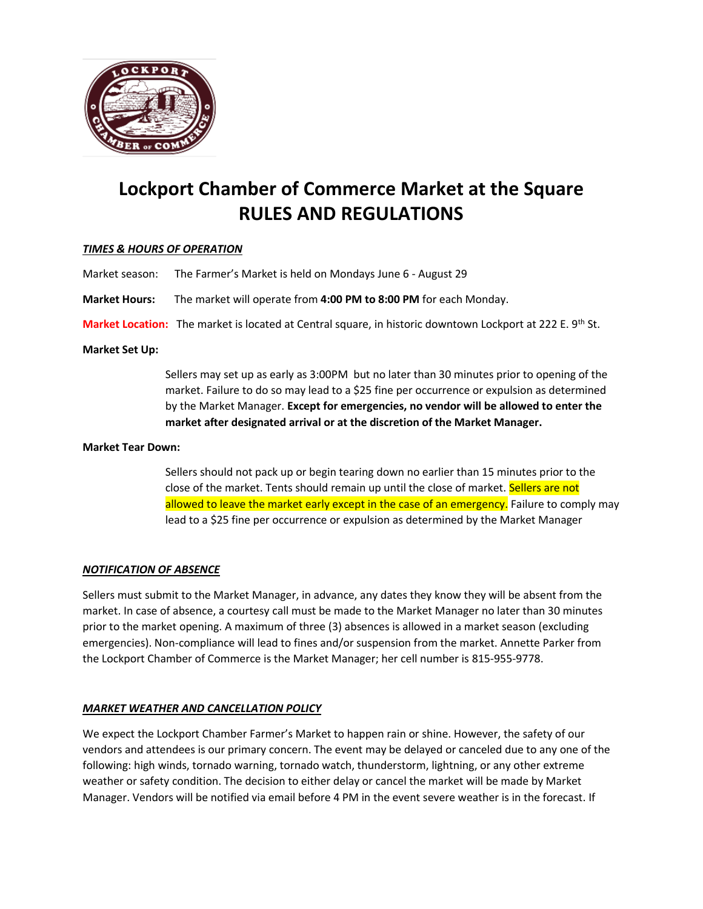# Lockport Chamber of Commerce Market at the Square RULES AND REGULATIONS

***TIMES & HOURS OF OPERATION***

Market season: The Farmer's Market is held on Mondays June 6 - August 29

**Market Hours:** The market will operate from **4:00 PM to 8:00 PM** for each Monday.

**Market Location:** The market is located at Central square, in historic downtown Lockport at 222 E. 9th St.

**Market Set Up:**

Sellers may set up as early as 3:00PM but no later than 30 minutes prior to opening of the market. Failure to do so may lead to a $25 fine per occurrence or expulsion as determined by the Market Manager. **Except for emergencies, no vendor will be allowed to enter the market after designated arrival or at the discretion of the Market Manager.**

**Market Tear Down:**

Sellers should not pack up or begin tearing down no earlier than 15 minutes prior to the close of the market. Tents should remain up until the close of market. Sellers are not allowed to leave the market early except in the case of an emergency. Failure to comply may lead to a $25 fine per occurrence or expulsion as determined by the Market Manager

***NOTIFICATION OF ABSENCE***

Sellers must submit to the Market Manager, in advance, any dates they know they will be absent from the market. In case of absence, a courtesy call must be made to the Market Manager no later than 30 minutes prior to the market opening. A maximum of three (3) absences is allowed in a market season (excluding emergencies). Non-compliance will lead to fines and/or suspension from the market. Annette Parker from the Lockport Chamber of Commerce is the Market Manager; her cell number is 815-955-9778.

***MARKET WEATHER AND CANCELLATION POLICY***

We expect the Lockport Chamber Farmer's Market to happen rain or shine. However, the safety of our vendors and attendees is our primary concern. The event may be delayed or canceled due to any one of the following: high winds, tornado warning, tornado watch, thunderstorm, lightning, or any other extreme weather or safety condition. The decision to either delay or cancel the market will be made by Market Manager. Vendors will be notified via email before 4 PM in the event severe weather is in the forecast. If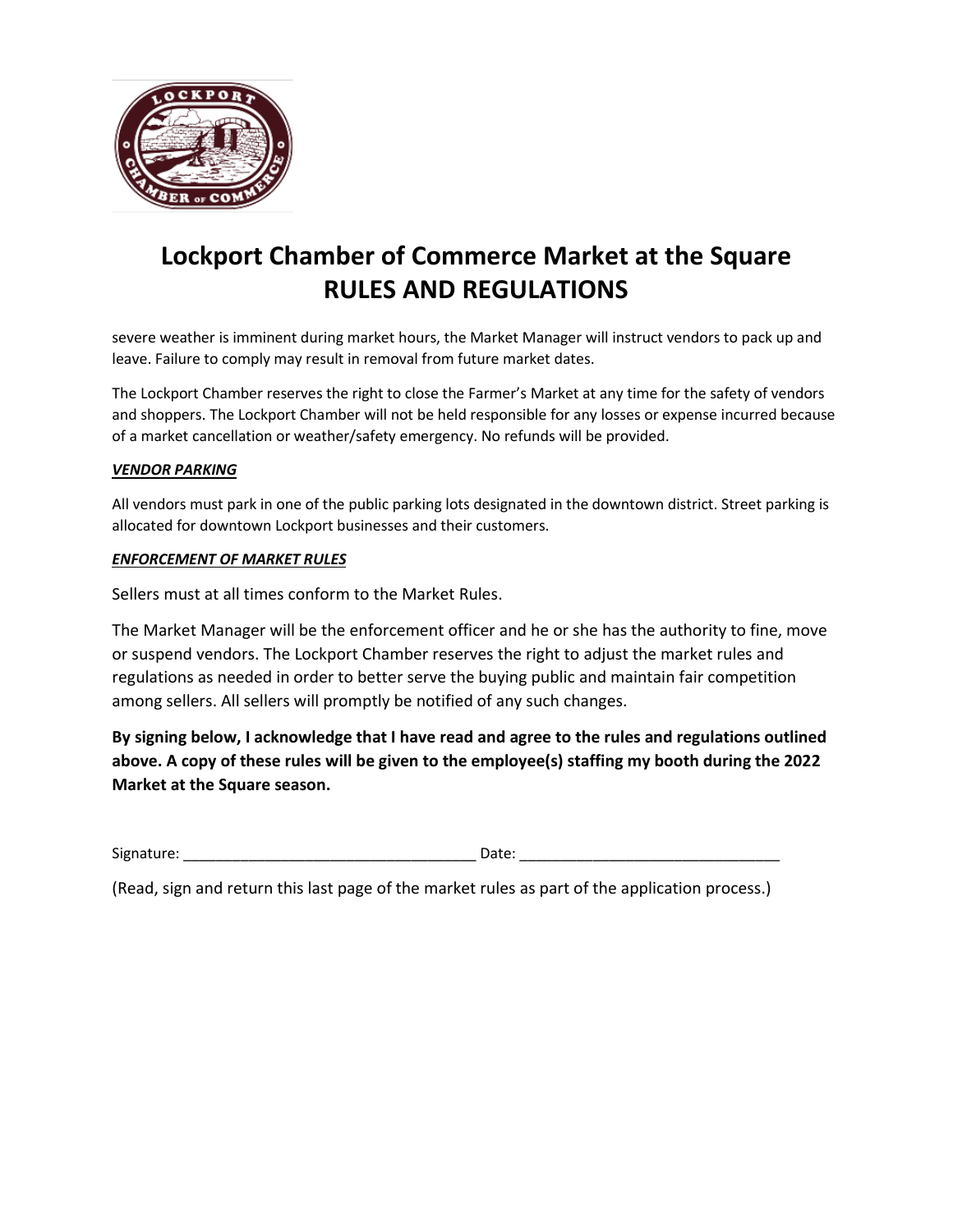# Lockport Chamber of Commerce Market at the Square RULES AND REGULATIONS

severe weather is imminent during market hours, the Market Manager will instruct vendors to pack up and leave. Failure to comply may result in removal from future market dates.

The Lockport Chamber reserves the right to close the Farmer's Market at any time for the safety of vendors and shoppers. The Lockport Chamber will not be held responsible for any losses or expense incurred because of a market cancellation or weather/safety emergency. No refunds will be provided.

***VENDOR PARKING***

All vendors must park in one of the public parking lots designated in the downtown district. Street parking is allocated for downtown Lockport businesses and their customers.

***ENFORCEMENT OF MARKET RULES***

Sellers must at all times conform to the Market Rules.

The Market Manager will be the enforcement officer and he or she has the authority to fine, move or suspend vendors. The Lockport Chamber reserves the right to adjust the market rules and regulations as needed in order to better serve the buying public and maintain fair competition among sellers. All sellers will promptly be notified of any such changes.

**By signing below, I acknowledge that I have read and agree to the rules and regulations outlined above. A copy of these rules will be given to the employee(s) staffing my booth during the 2022 Market at the Square season.**

Signature: ___________________________________ Date: _______________________________

(Read, sign and return this last page of the market rules as part of the application process.)